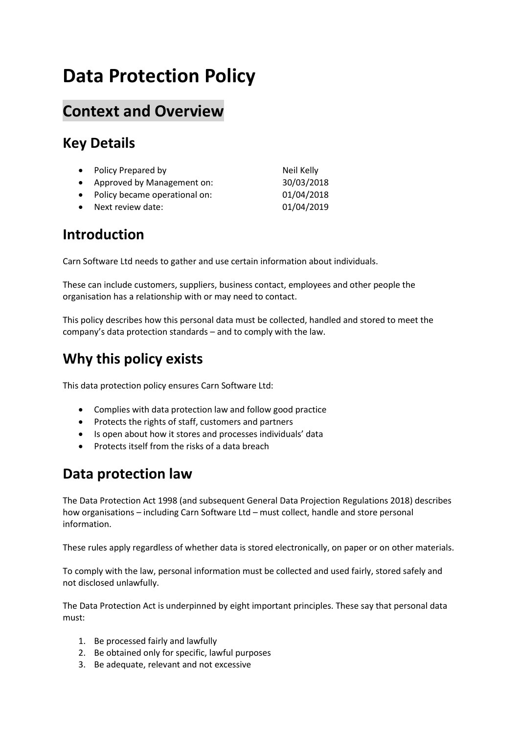# Data Protection Policy

## Context and Overview

### Key Details

- Policy Prepared by: Neil Kelly
- Approved by Management on: 30/03/2018
- Policy became operational on: 01/04/2018
- Next review date: 01/04/2019

### Introduction

Carn Software Ltd needs to gather and use certain information about individuals.

These can include customers, suppliers, business contact, employees and other people the organisation has a relationship with or may need to contact.

This policy describes how this personal data must be collected, handled and stored to meet the company's data protection standards – and to comply with the law.

### Why this policy exists

This data protection policy ensures Carn Software Ltd:

- Complies with data protection law and follow good practice
- Protects the rights of staff, customers and partners
- Is open about how it stores and processes individuals' data
- Protects itself from the risks of a data breach

### Data protection law

The Data Protection Act 1998 (and subsequent General Data Projection Regulations 2018) describes how organisations – including Carn Software Ltd – must collect, handle and store personal information.

These rules apply regardless of whether data is stored electronically, on paper or on other materials.

To comply with the law, personal information must be collected and used fairly, stored safely and not disclosed unlawfully.

The Data Protection Act is underpinned by eight important principles. These say that personal data must:

1. Be processed fairly and lawfully
2. Be obtained only for specific, lawful purposes
3. Be adequate, relevant and not excessive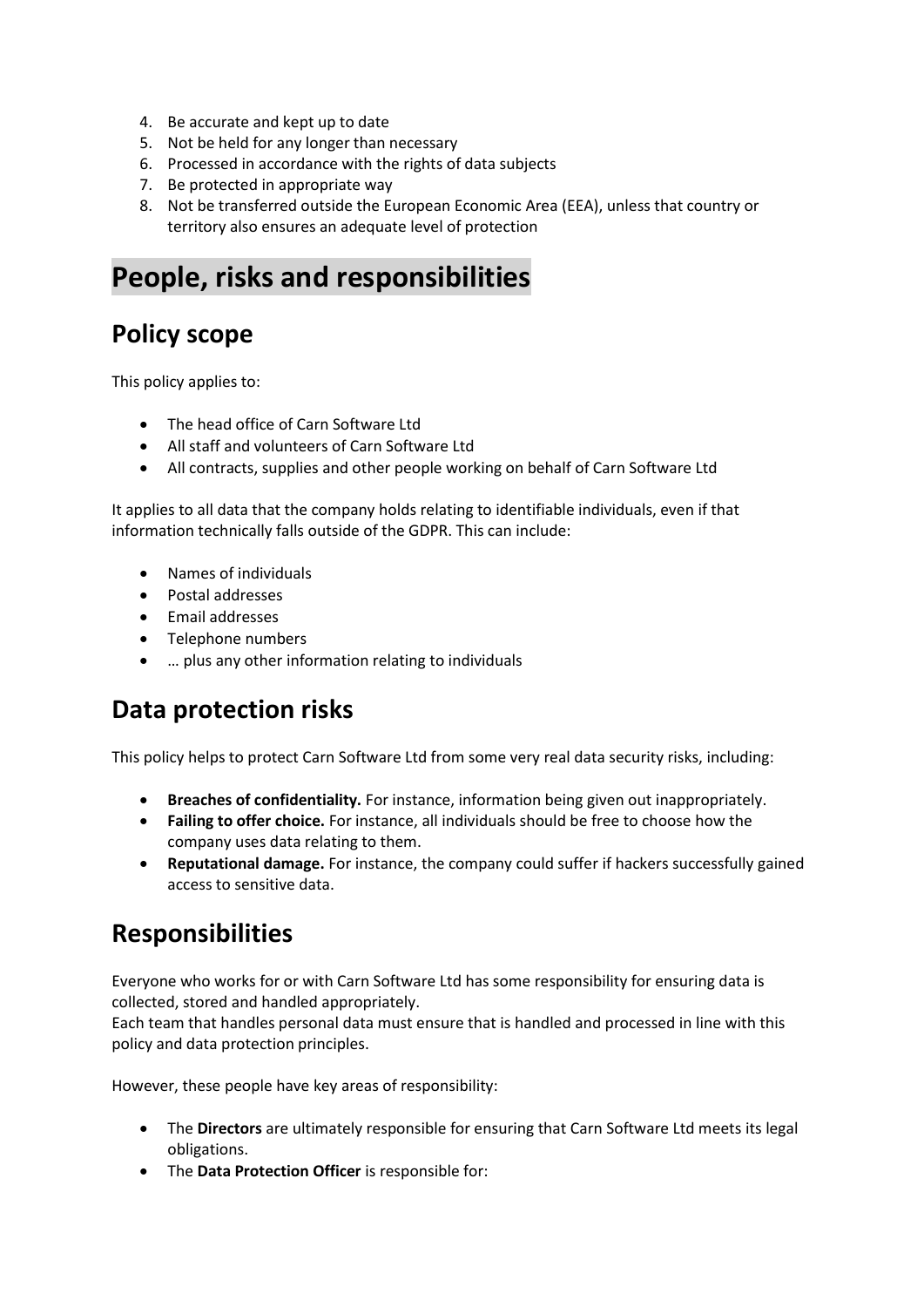4. Be accurate and kept up to date
5. Not be held for any longer than necessary
6. Processed in accordance with the rights of data subjects
7. Be protected in appropriate way
8. Not be transferred outside the European Economic Area (EEA), unless that country or territory also ensures an adequate level of protection

# People, risks and responsibilities

## Policy scope

This policy applies to:

- The head office of Carn Software Ltd
- All staff and volunteers of Carn Software Ltd
- All contracts, supplies and other people working on behalf of Carn Software Ltd

It applies to all data that the company holds relating to identifiable individuals, even if that information technically falls outside of the GDPR. This can include:

- Names of individuals
- Postal addresses
- Email addresses
- Telephone numbers
- … plus any other information relating to individuals

## Data protection risks

This policy helps to protect Carn Software Ltd from some very real data security risks, including:

- **Breaches of confidentiality.** For instance, information being given out inappropriately.
- **Failing to offer choice.** For instance, all individuals should be free to choose how the company uses data relating to them.
- **Reputational damage.** For instance, the company could suffer if hackers successfully gained access to sensitive data.

## Responsibilities

Everyone who works for or with Carn Software Ltd has some responsibility for ensuring data is collected, stored and handled appropriately.
Each team that handles personal data must ensure that is handled and processed in line with this policy and data protection principles.

However, these people have key areas of responsibility:

- The **Directors** are ultimately responsible for ensuring that Carn Software Ltd meets its legal obligations.
- The **Data Protection Officer** is responsible for: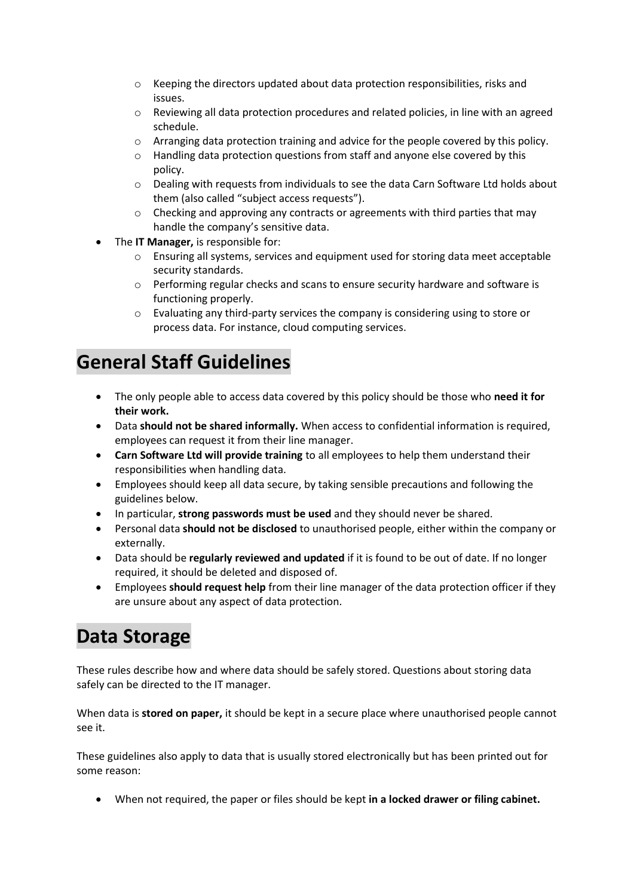- Keeping the directors updated about data protection responsibilities, risks and issues.
    - Reviewing all data protection procedures and related policies, in line with an agreed schedule.
    - Arranging data protection training and advice for the people covered by this policy.
    - Handling data protection questions from staff and anyone else covered by this policy.
    - Dealing with requests from individuals to see the data Carn Software Ltd holds about them (also called "subject access requests").
    - Checking and approving any contracts or agreements with third parties that may handle the company's sensitive data.
- The **IT Manager,** is responsible for:
    - Ensuring all systems, services and equipment used for storing data meet acceptable security standards.
    - Performing regular checks and scans to ensure security hardware and software is functioning properly.
    - Evaluating any third-party services the company is considering using to store or process data. For instance, cloud computing services.

# General Staff Guidelines

- The only people able to access data covered by this policy should be those who **need it for their work.**
- Data **should not be shared informally.** When access to confidential information is required, employees can request it from their line manager.
- **Carn Software Ltd will provide training** to all employees to help them understand their responsibilities when handling data.
- Employees should keep all data secure, by taking sensible precautions and following the guidelines below.
- In particular, **strong passwords must be used** and they should never be shared.
- Personal data **should not be disclosed** to unauthorised people, either within the company or externally.
- Data should be **regularly reviewed and updated** if it is found to be out of date. If no longer required, it should be deleted and disposed of.
- Employees **should request help** from their line manager of the data protection officer if they are unsure about any aspect of data protection.

# Data Storage

These rules describe how and where data should be safely stored. Questions about storing data safely can be directed to the IT manager.

When data is **stored on paper,** it should be kept in a secure place where unauthorised people cannot see it.

These guidelines also apply to data that is usually stored electronically but has been printed out for some reason:

- When not required, the paper or files should be kept **in a locked drawer or filing cabinet.**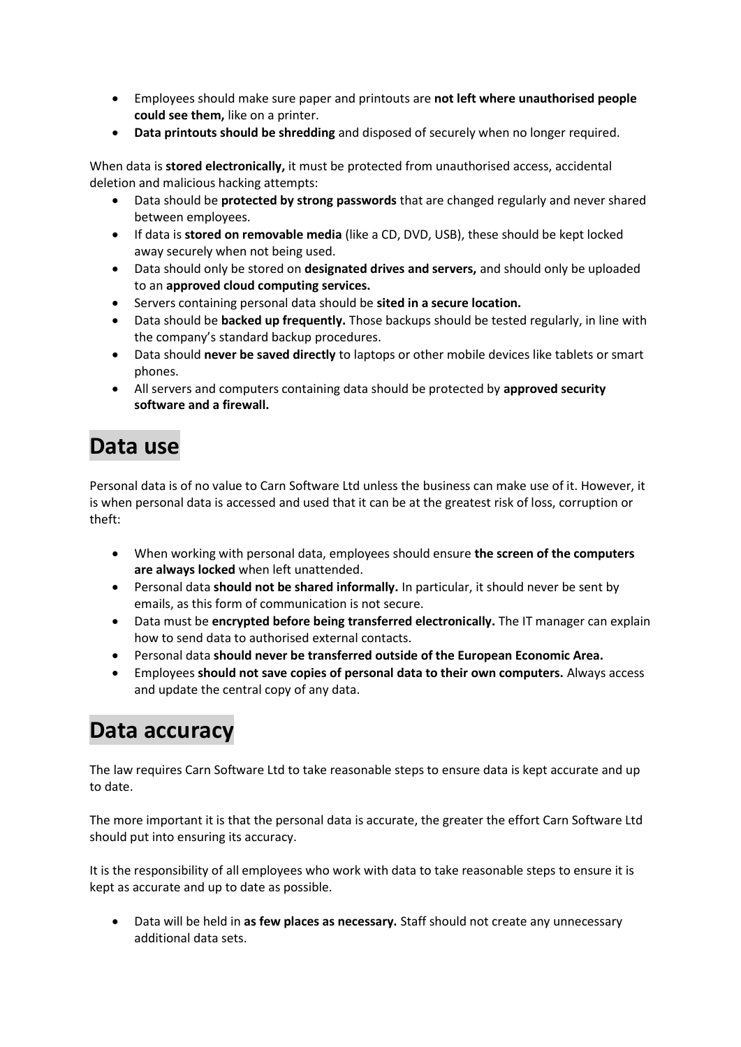- Employees should make sure paper and printouts are **not left where unauthorised people could see them,** like on a printer.
- **Data printouts should be shredding** and disposed of securely when no longer required.

When data is **stored electronically,** it must be protected from unauthorised access, accidental deletion and malicious hacking attempts:

- Data should be **protected by strong passwords** that are changed regularly and never shared between employees.
- If data is **stored on removable media** (like a CD, DVD, USB), these should be kept locked away securely when not being used.
- Data should only be stored on **designated drives and servers,** and should only be uploaded to an **approved cloud computing services.**
- Servers containing personal data should be **sited in a secure location.**
- Data should be **backed up frequently.** Those backups should be tested regularly, in line with the company's standard backup procedures.
- Data should **never be saved directly** to laptops or other mobile devices like tablets or smart phones.
- All servers and computers containing data should be protected by **approved security software and a firewall.**

# Data use

Personal data is of no value to Carn Software Ltd unless the business can make use of it. However, it is when personal data is accessed and used that it can be at the greatest risk of loss, corruption or theft:

- When working with personal data, employees should ensure **the screen of the computers are always locked** when left unattended.
- Personal data **should not be shared informally.** In particular, it should never be sent by emails, as this form of communication is not secure.
- Data must be **encrypted before being transferred electronically.** The IT manager can explain how to send data to authorised external contacts.
- Personal data **should never be transferred outside of the European Economic Area.**
- Employees **should not save copies of personal data to their own computers.** Always access and update the central copy of any data.

# Data accuracy

The law requires Carn Software Ltd to take reasonable steps to ensure data is kept accurate and up to date.

The more important it is that the personal data is accurate, the greater the effort Carn Software Ltd should put into ensuring its accuracy.

It is the responsibility of all employees who work with data to take reasonable steps to ensure it is kept as accurate and up to date as possible.

- Data will be held in **as few places as necessary.** Staff should not create any unnecessary additional data sets.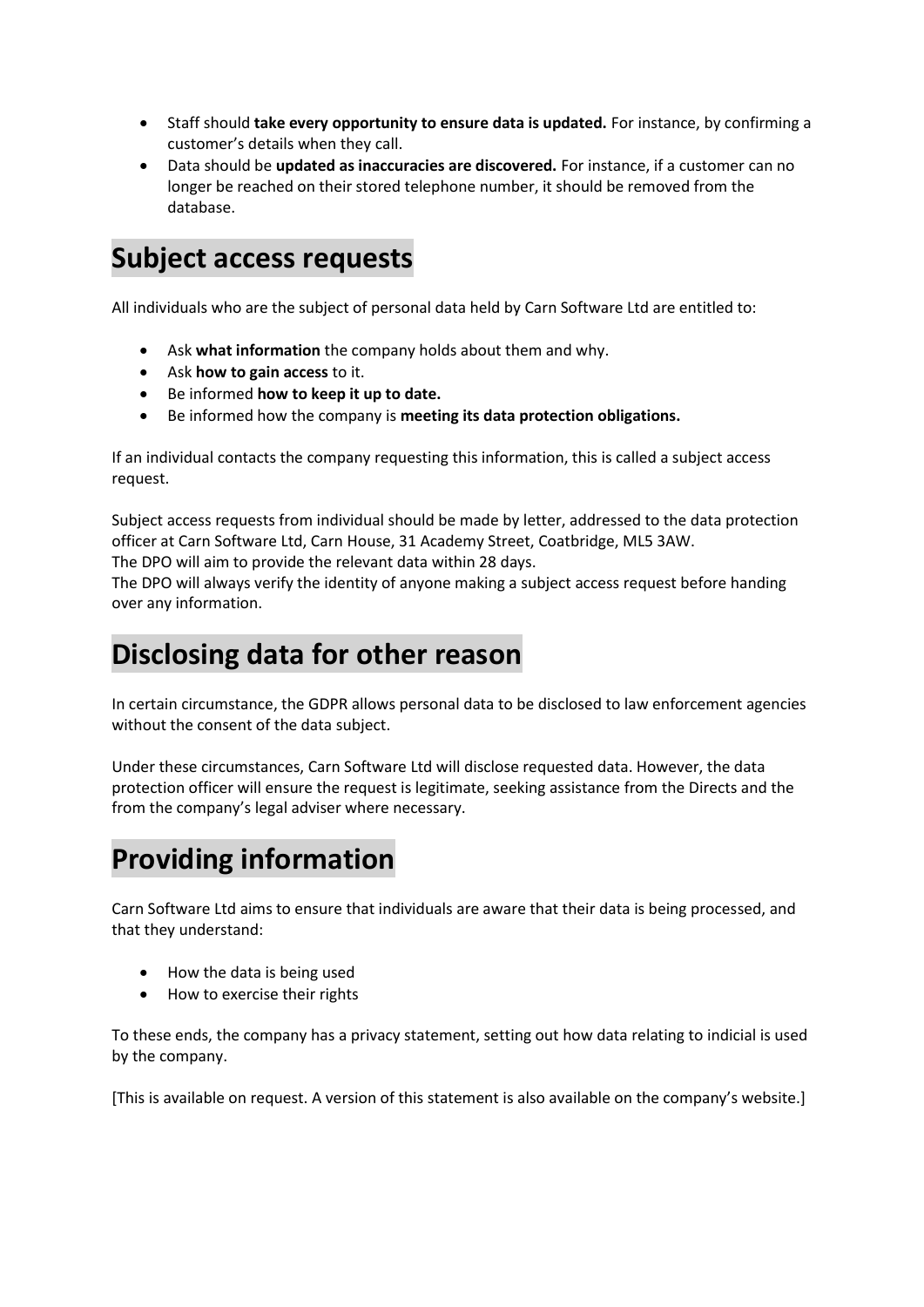- Staff should **take every opportunity to ensure data is updated.** For instance, by confirming a customer's details when they call.
- Data should be **updated as inaccuracies are discovered.** For instance, if a customer can no longer be reached on their stored telephone number, it should be removed from the database.

# Subject access requests

All individuals who are the subject of personal data held by Carn Software Ltd are entitled to:

- Ask **what information** the company holds about them and why.
- Ask **how to gain access** to it.
- Be informed **how to keep it up to date.**
- Be informed how the company is **meeting its data protection obligations.**

If an individual contacts the company requesting this information, this is called a subject access request.

Subject access requests from individual should be made by letter, addressed to the data protection officer at Carn Software Ltd, Carn House, 31 Academy Street, Coatbridge, ML5 3AW.
The DPO will aim to provide the relevant data within 28 days.
The DPO will always verify the identity of anyone making a subject access request before handing over any information.

# Disclosing data for other reason

In certain circumstance, the GDPR allows personal data to be disclosed to law enforcement agencies without the consent of the data subject.

Under these circumstances, Carn Software Ltd will disclose requested data. However, the data protection officer will ensure the request is legitimate, seeking assistance from the Directs and the from the company's legal adviser where necessary.

# Providing information

Carn Software Ltd aims to ensure that individuals are aware that their data is being processed, and that they understand:

- How the data is being used
- How to exercise their rights

To these ends, the company has a privacy statement, setting out how data relating to indicial is used by the company.

[This is available on request. A version of this statement is also available on the company's website.]